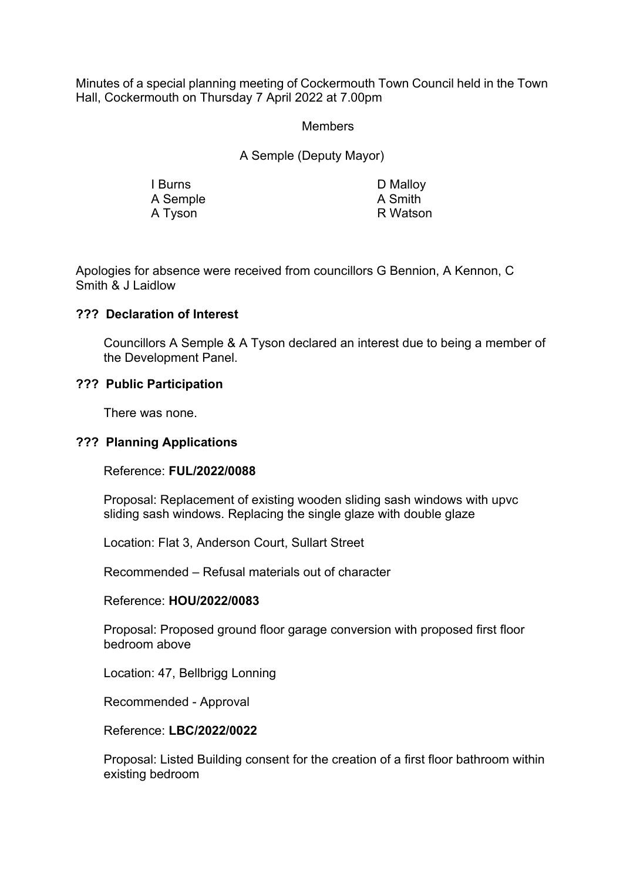Minutes of a special planning meeting of Cockermouth Town Council held in the Town Hall, Cockermouth on Thursday 7 April 2022 at 7.00pm

Members

A Semple (Deputy Mayor)

| | |
|---|---|
| I Burns | D Malloy |
| A Semple | A Smith |
| A Tyson | R Watson |

Apologies for absence were received from councillors G Bennion, A Kennon, C Smith & J Laidlow

### ??? Declaration of Interest

Councillors A Semple & A Tyson declared an interest due to being a member of the Development Panel.

### ??? Public Participation

There was none.

### ??? Planning Applications

Reference: **FUL/2022/0088**

Proposal: Replacement of existing wooden sliding sash windows with upvc sliding sash windows. Replacing the single glaze with double glaze

Location: Flat 3, Anderson Court, Sullart Street

Recommended – Refusal materials out of character

Reference: **HOU/2022/0083**

Proposal: Proposed ground floor garage conversion with proposed first floor bedroom above

Location: 47, Bellbrigg Lonning

Recommended - Approval

Reference: **LBC/2022/0022**

Proposal: Listed Building consent for the creation of a first floor bathroom within existing bedroom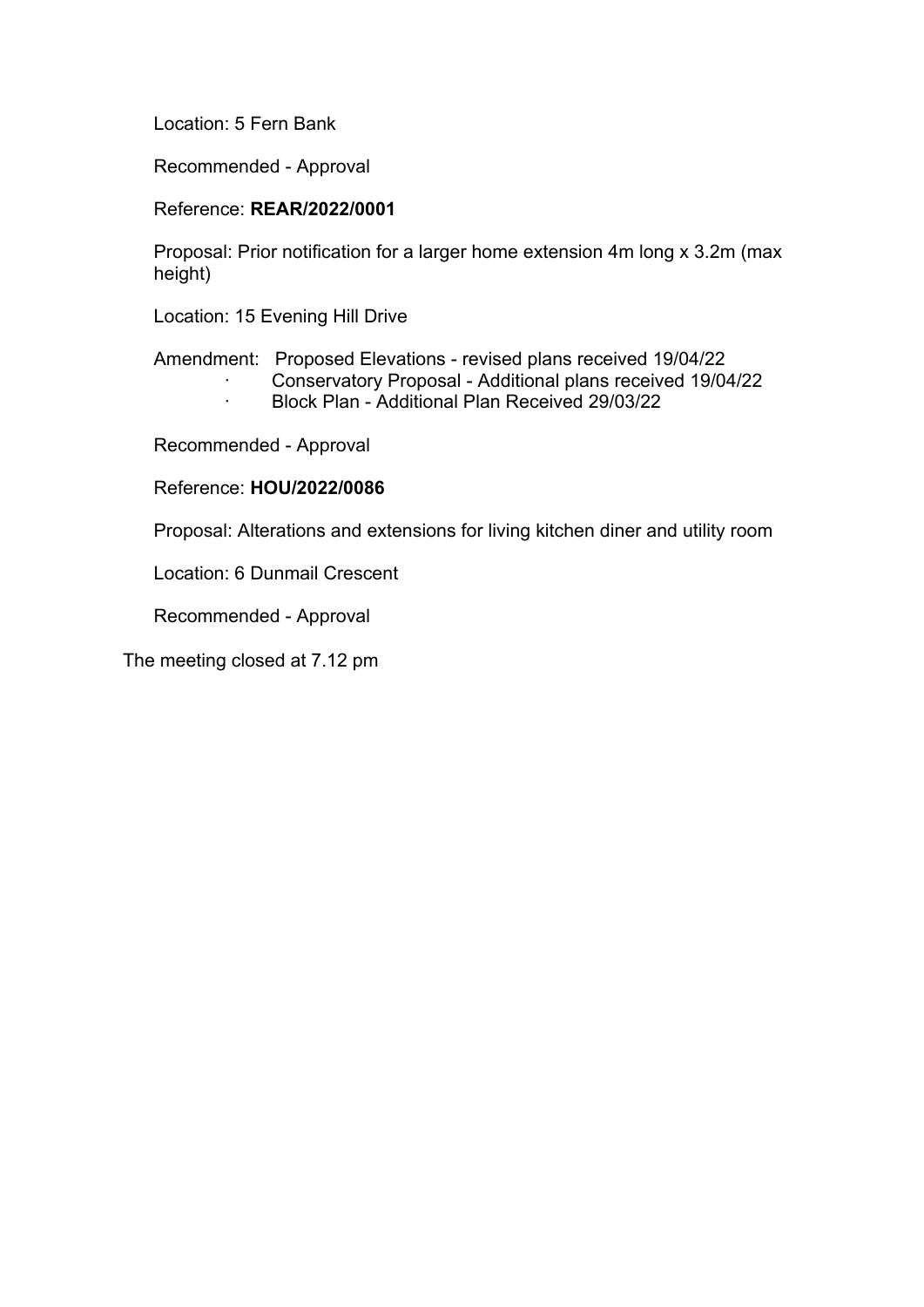Location: 5 Fern Bank

Recommended - Approval

Reference: **REAR/2022/0001**

Proposal: Prior notification for a larger home extension 4m long x 3.2m (max height)

Location: 15 Evening Hill Drive

Amendment: Proposed Elevations - revised plans received 19/04/22

- Conservatory Proposal - Additional plans received 19/04/22
- Block Plan - Additional Plan Received 29/03/22

Recommended - Approval

Reference: **HOU/2022/0086**

Proposal: Alterations and extensions for living kitchen diner and utility room

Location: 6 Dunmail Crescent

Recommended - Approval

The meeting closed at 7.12 pm